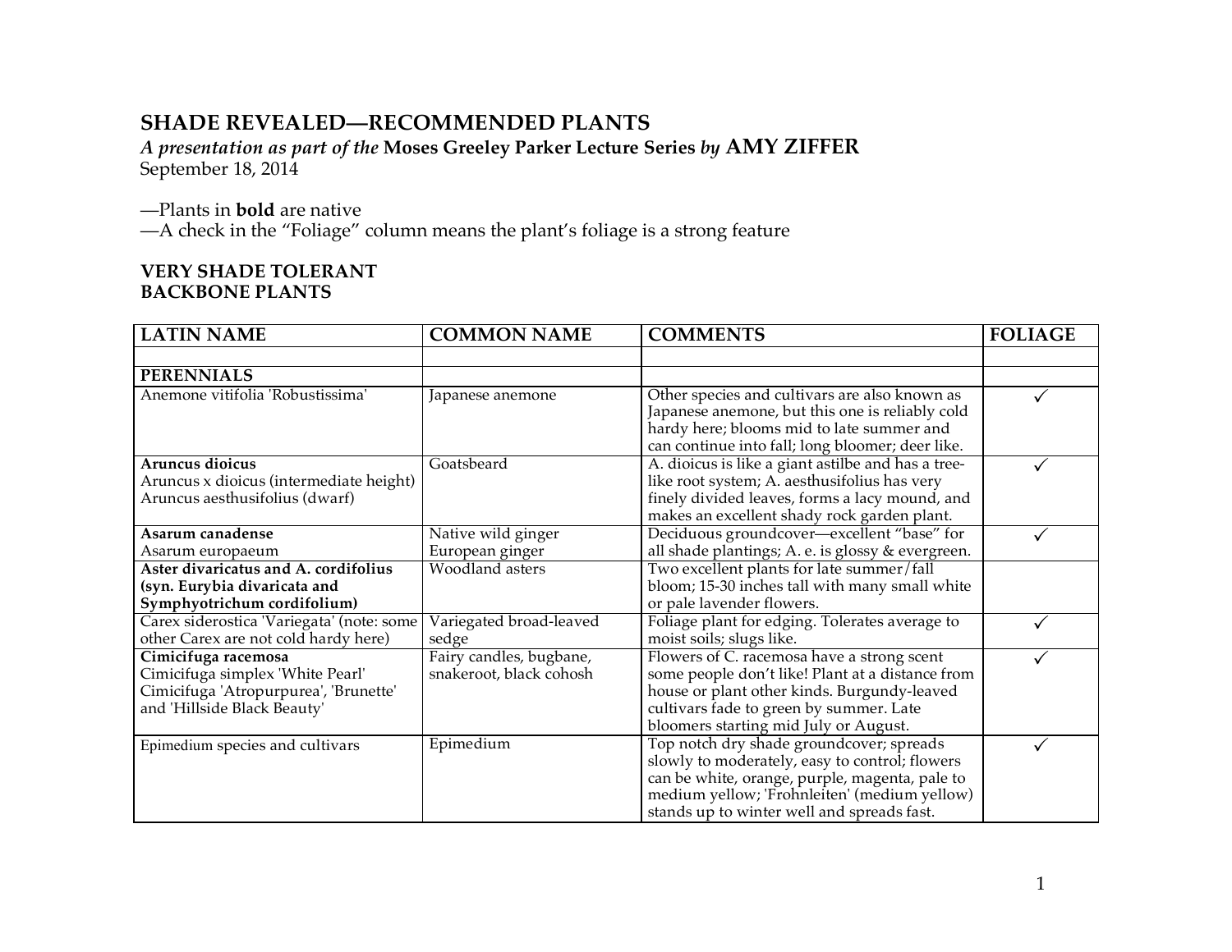# SHADE REVEALED—RECOMMENDED PLANTS

*A presentation as part of the* **Moses Greeley Parker Lecture Series** *by* **AMY ZIFFER**
September 18, 2014

—Plants in **bold** are native
—A check in the "Foliage" column means the plant's foliage is a strong feature

## VERY SHADE TOLERANT
## BACKBONE PLANTS

| LATIN NAME | COMMON NAME | COMMENTS | FOLIAGE |
|---|---|---|---|
| | | | |
| **PERENNIALS** | | | |
| Anemone vitifolia 'Robustissima' | Japanese anemone | Other species and cultivars are also known as Japanese anemone, but this one is reliably cold hardy here; blooms mid to late summer and can continue into fall; long bloomer; deer like. | ✓ |
| **Aruncus dioicus**<br>Aruncus x dioicus (intermediate height)<br>Aruncus aesthusifolius (dwarf) | Goatsbeard | A. dioicus is like a giant astilbe and has a tree-like root system; A. aesthusifolius has very finely divided leaves, forms a lacy mound, and makes an excellent shady rock garden plant. | ✓ |
| **Asarum canadense**<br>Asarum europaeum | Native wild ginger<br>European ginger | Deciduous groundcover—excellent "base" for all shade plantings; A. e. is glossy & evergreen. | ✓ |
| **Aster divaricatus and A. cordifolius (syn. Eurybia divaricata and Symphyotrichum cordifolium)** | Woodland asters | Two excellent plants for late summer/fall bloom; 15-30 inches tall with many small white or pale lavender flowers. | |
| Carex siderostica 'Variegata' (note: some other Carex are not cold hardy here) | Variegated broad-leaved sedge | Foliage plant for edging. Tolerates average to moist soils; slugs like. | ✓ |
| **Cimicifuga racemosa**<br>Cimicifuga simplex 'White Pearl'<br>Cimicifuga 'Atropurpurea', 'Brunette' and 'Hillside Black Beauty' | Fairy candles, bugbane, snakeroot, black cohosh | Flowers of C. racemosa have a strong scent some people don't like! Plant at a distance from house or plant other kinds. Burgundy-leaved cultivars fade to green by summer. Late bloomers starting mid July or August. | ✓ |
| Epimedium species and cultivars | Epimedium | Top notch dry shade groundcover; spreads slowly to moderately, easy to control; flowers can be white, orange, purple, magenta, pale to medium yellow; 'Frohnleiten' (medium yellow) stands up to winter well and spreads fast. | ✓ |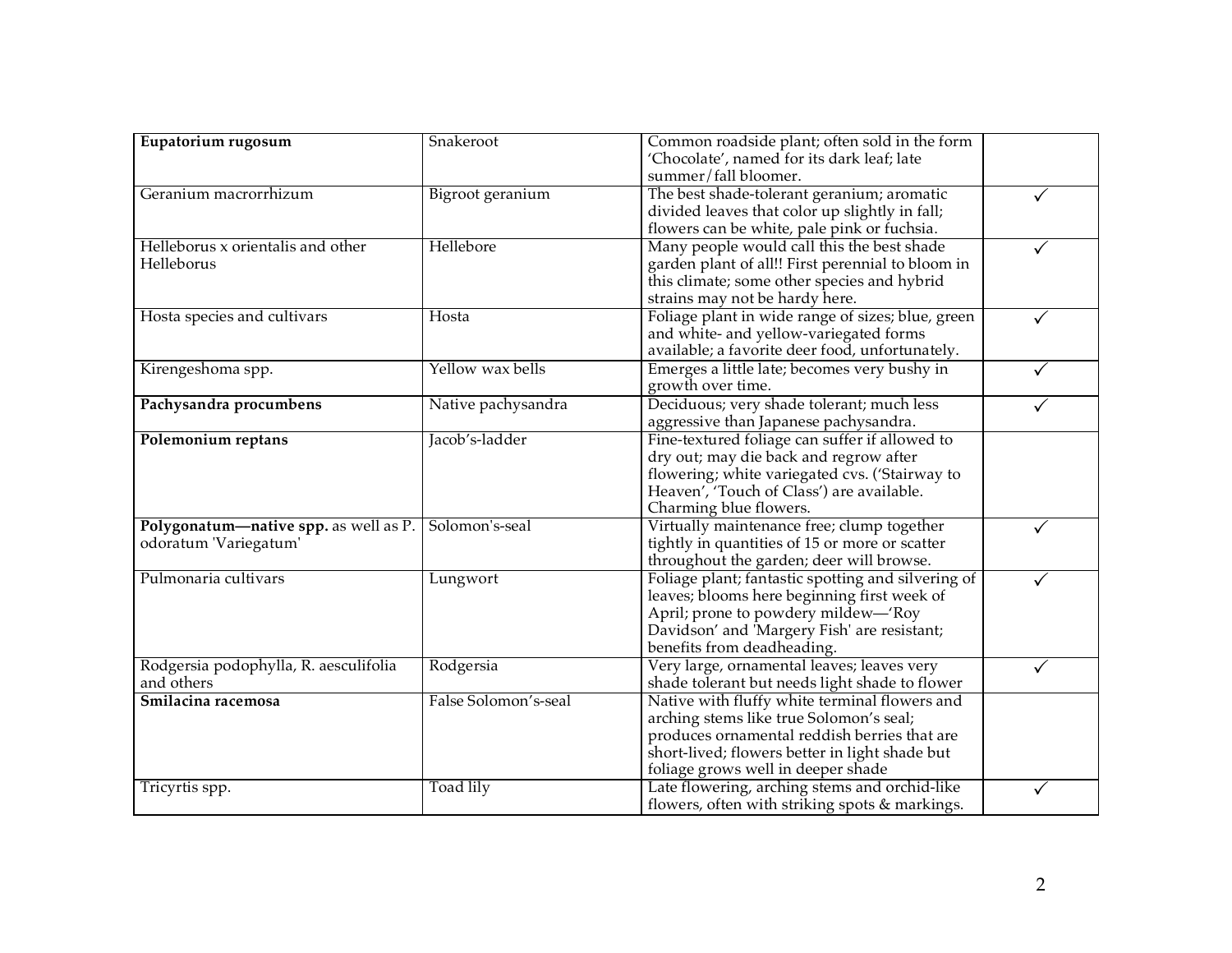| | | | |
|---|---|---|---|
| **Eupatorium rugosum** | Snakeroot | Common roadside plant; often sold in the form 'Chocolate', named for its dark leaf; late summer/fall bloomer. | |
| Geranium macrorrhizum | Bigroot geranium | The best shade-tolerant geranium; aromatic divided leaves that color up slightly in fall; flowers can be white, pale pink or fuchsia. | ✓ |
| Helleborus x orientalis and other Helleborus | Hellebore | Many people would call this the best shade garden plant of all!! First perennial to bloom in this climate; some other species and hybrid strains may not be hardy here. | ✓ |
| Hosta species and cultivars | Hosta | Foliage plant in wide range of sizes; blue, green and white- and yellow-variegated forms available; a favorite deer food, unfortunately. | ✓ |
| Kirengeshoma spp. | Yellow wax bells | Emerges a little late; becomes very bushy in growth over time. | ✓ |
| **Pachysandra procumbens** | Native pachysandra | Deciduous; very shade tolerant; much less aggressive than Japanese pachysandra. | ✓ |
| **Polemonium reptans** | Jacob's-ladder | Fine-textured foliage can suffer if allowed to dry out; may die back and regrow after flowering; white variegated cvs. ('Stairway to Heaven', 'Touch of Class') are available. Charming blue flowers. | |
| **Polygonatum—native spp.** as well as P. odoratum 'Variegatum' | Solomon's-seal | Virtually maintenance free; clump together tightly in quantities of 15 or more or scatter throughout the garden; deer will browse. | ✓ |
| Pulmonaria cultivars | Lungwort | Foliage plant; fantastic spotting and silvering of leaves; blooms here beginning first week of April; prone to powdery mildew—'Roy Davidson' and 'Margery Fish' are resistant; benefits from deadheading. | ✓ |
| Rodgersia podophylla, R. aesculifolia and others | Rodgersia | Very large, ornamental leaves; leaves very shade tolerant but needs light shade to flower | ✓ |
| **Smilacina racemosa** | False Solomon's-seal | Native with fluffy white terminal flowers and arching stems like true Solomon's seal; produces ornamental reddish berries that are short-lived; flowers better in light shade but foliage grows well in deeper shade | |
| Tricyrtis spp. | Toad lily | Late flowering, arching stems and orchid-like flowers, often with striking spots & markings. | ✓ |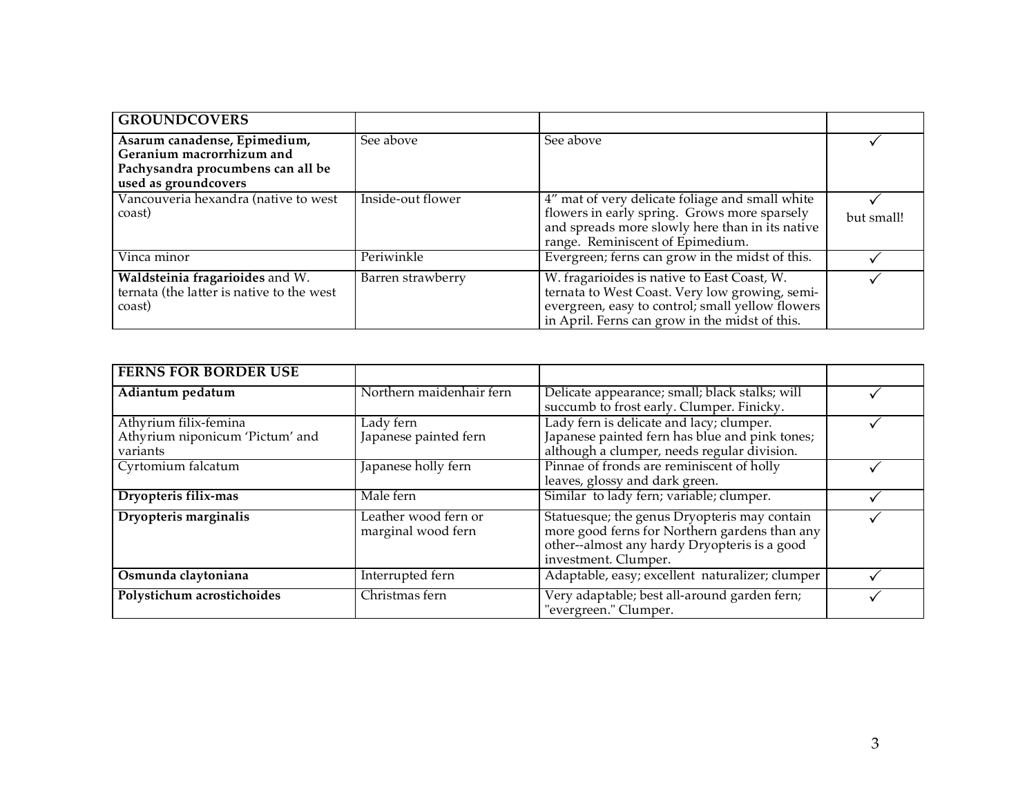| **GROUNDCOVERS** | | | |
|---|---|---|---|
| **Asarum canadense, Epimedium, Geranium macrorrhizum and Pachysandra procumbens can all be used as groundcovers** | See above | See above | ✓ |
| Vancouveria hexandra (native to west coast) | Inside-out flower | 4" mat of very delicate foliage and small white flowers in early spring. Grows more sparsely and spreads more slowly here than in its native range. Reminiscent of Epimedium. | ✓ but small! |
| Vinca minor | Periwinkle | Evergreen; ferns can grow in the midst of this. | ✓ |
| **Waldsteinia fragarioides** and W. ternata (the latter is native to the west coast) | Barren strawberry | W. fragarioides is native to East Coast, W. ternata to West Coast. Very low growing, semi-evergreen, easy to control; small yellow flowers in April. Ferns can grow in the midst of this. | ✓ |

| **FERNS FOR BORDER USE** | | | |
|---|---|---|---|
| **Adiantum pedatum** | Northern maidenhair fern | Delicate appearance; small; black stalks; will succumb to frost early. Clumper. Finicky. | ✓ |
| Athyrium filix-femina<br>Athyrium niponicum 'Pictum' and variants | Lady fern<br>Japanese painted fern | Lady fern is delicate and lacy; clumper. Japanese painted fern has blue and pink tones; although a clumper, needs regular division. | ✓ |
| Cyrtomium falcatum | Japanese holly fern | Pinnae of fronds are reminiscent of holly leaves, glossy and dark green. | ✓ |
| **Dryopteris filix-mas** | Male fern | Similar to lady fern; variable; clumper. | ✓ |
| **Dryopteris marginalis** | Leather wood fern or marginal wood fern | Statuesque; the genus Dryopteris may contain more good ferns for Northern gardens than any other--almost any hardy Dryopteris is a good investment. Clumper. | ✓ |
| **Osmunda claytoniana** | Interrupted fern | Adaptable, easy; excellent naturalizer; clumper | ✓ |
| **Polystichum acrostichoides** | Christmas fern | Very adaptable; best all-around garden fern; "evergreen." Clumper. | ✓ |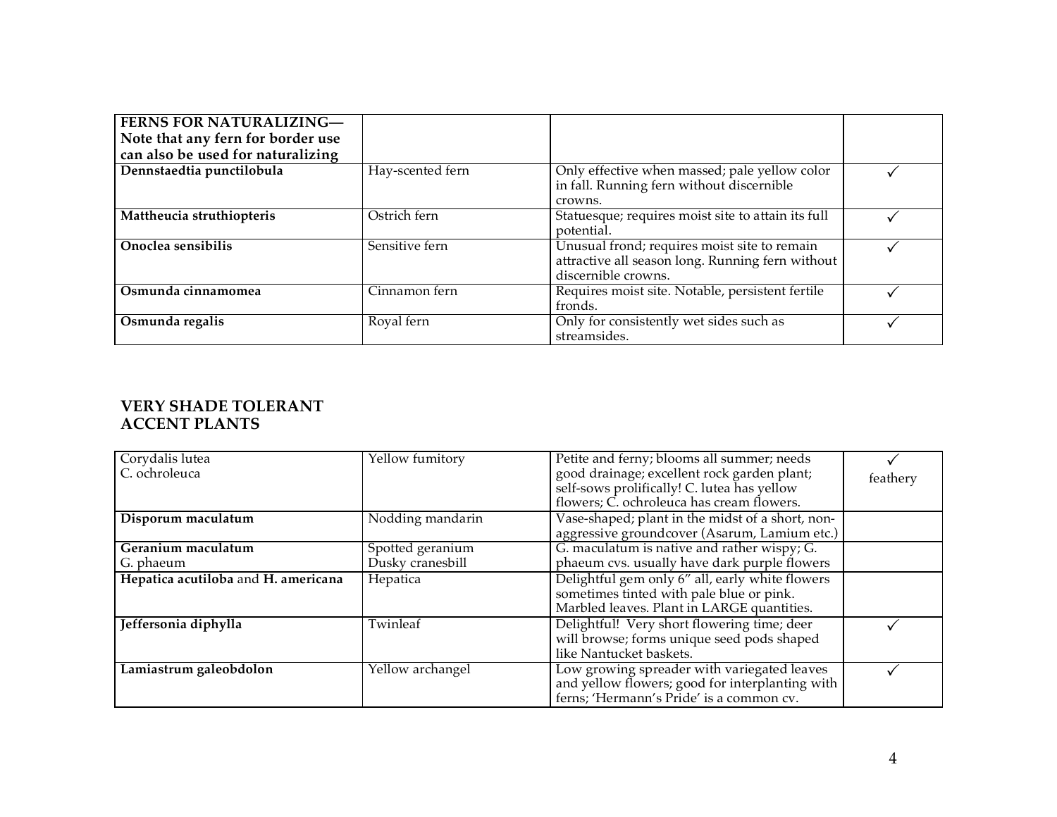| **FERNS FOR NATURALIZING— Note that any fern for border use can also be used for naturalizing** | | | |
|---|---|---|---|
| **Dennstaedtia punctilobula** | Hay-scented fern | Only effective when massed; pale yellow color in fall. Running fern without discernible crowns. | ✓ |
| **Mattheucia struthiopteris** | Ostrich fern | Statuesque; requires moist site to attain its full potential. | ✓ |
| **Onoclea sensibilis** | Sensitive fern | Unusual frond; requires moist site to remain attractive all season long. Running fern without discernible crowns. | ✓ |
| **Osmunda cinnamomea** | Cinnamon fern | Requires moist site. Notable, persistent fertile fronds. | ✓ |
| **Osmunda regalis** | Royal fern | Only for consistently wet sides such as streamsides. | ✓ |

## VERY SHADE TOLERANT ACCENT PLANTS

| | | | |
|---|---|---|---|
| Corydalis lutea<br>C. ochroleuca | Yellow fumitory | Petite and ferny; blooms all summer; needs good drainage; excellent rock garden plant; self-sows prolifically! C. lutea has yellow flowers; C. ochroleuca has cream flowers. | ✓<br>feathery |
| **Disporum maculatum** | Nodding mandarin | Vase-shaped; plant in the midst of a short, non-aggressive groundcover (Asarum, Lamium etc.) | |
| **Geranium maculatum**<br>G. phaeum | Spotted geranium<br>Dusky cranesbill | G. maculatum is native and rather wispy; G. phaeum cvs. usually have dark purple flowers | |
| **Hepatica acutiloba** and **H. americana** | Hepatica | Delightful gem only 6" all, early white flowers sometimes tinted with pale blue or pink. Marbled leaves. Plant in LARGE quantities. | |
| **Jeffersonia diphylla** | Twinleaf | Delightful! Very short flowering time; deer will browse; forms unique seed pods shaped like Nantucket baskets. | ✓ |
| **Lamiastrum galeobdolon** | Yellow archangel | Low growing spreader with variegated leaves and yellow flowers; good for interplanting with ferns; 'Hermann's Pride' is a common cv. | ✓ |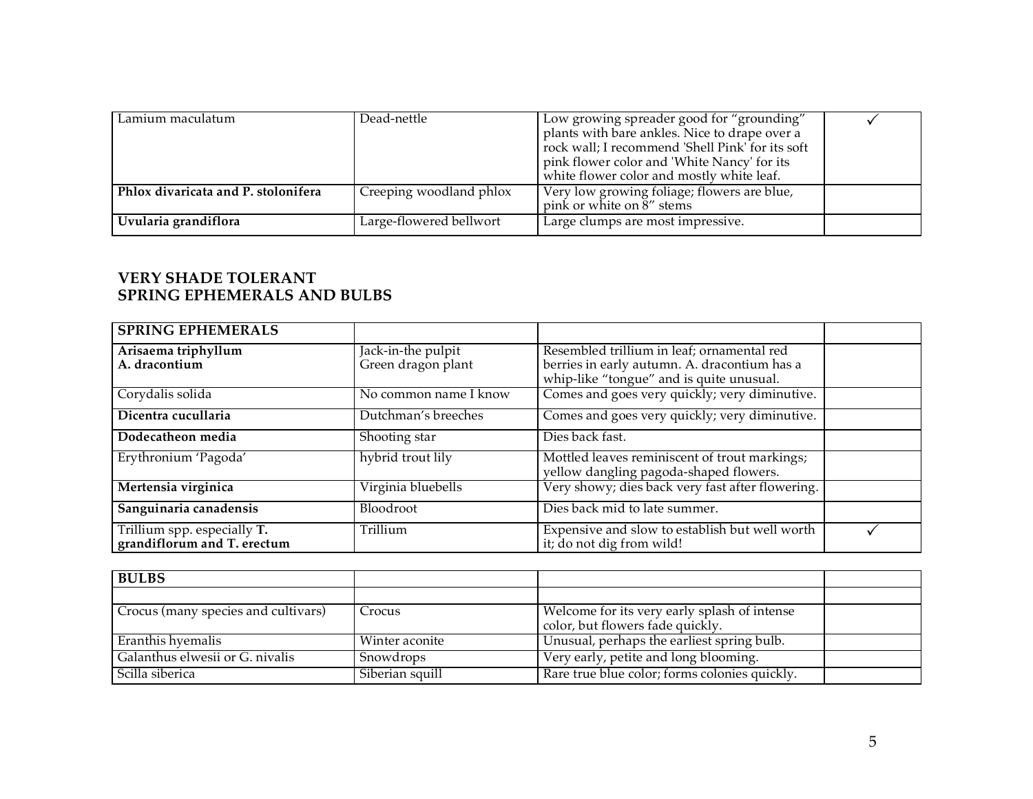| | | | |
|---|---|---|---|
| Lamium maculatum | Dead-nettle | Low growing spreader good for "grounding" plants with bare ankles. Nice to drape over a rock wall; I recommend 'Shell Pink' for its soft pink flower color and 'White Nancy' for its white flower color and mostly white leaf. | ✓ |
| **Phlox divaricata and P. stolonifera** | Creeping woodland phlox | Very low growing foliage; flowers are blue, pink or white on 8" stems | |
| **Uvularia grandiflora** | Large-flowered bellwort | Large clumps are most impressive. | |

## VERY SHADE TOLERANT
## SPRING EPHEMERALS AND BULBS

| **SPRING EPHEMERALS** | | | |
|---|---|---|---|
| **Arisaema triphyllum**<br>**A. dracontium** | Jack-in-the pulpit<br>Green dragon plant | Resembled trillium in leaf; ornamental red berries in early autumn. A. dracontium has a whip-like "tongue" and is quite unusual. | |
| Corydalis solida | No common name I know | Comes and goes very quickly; very diminutive. | |
| **Dicentra cucullaria** | Dutchman's breeches | Comes and goes very quickly; very diminutive. | |
| **Dodecatheon media** | Shooting star | Dies back fast. | |
| Erythronium 'Pagoda' | hybrid trout lily | Mottled leaves reminiscent of trout markings; yellow dangling pagoda-shaped flowers. | |
| **Mertensia virginica** | Virginia bluebells | Very showy; dies back very fast after flowering. | |
| **Sanguinaria canadensis** | Bloodroot | Dies back mid to late summer. | |
| Trillium spp. especially **T. grandiflorum and T. erectum** | Trillium | Expensive and slow to establish but well worth it; do not dig from wild! | ✓ |

| **BULBS** | | | |
|---|---|---|---|
| | | | |
| Crocus (many species and cultivars) | Crocus | Welcome for its very early splash of intense color, but flowers fade quickly. | |
| Eranthis hyemalis | Winter aconite | Unusual, perhaps the earliest spring bulb. | |
| Galanthus elwesii or G. nivalis | Snowdrops | Very early, petite and long blooming. | |
| Scilla siberica | Siberian squill | Rare true blue color; forms colonies quickly. | |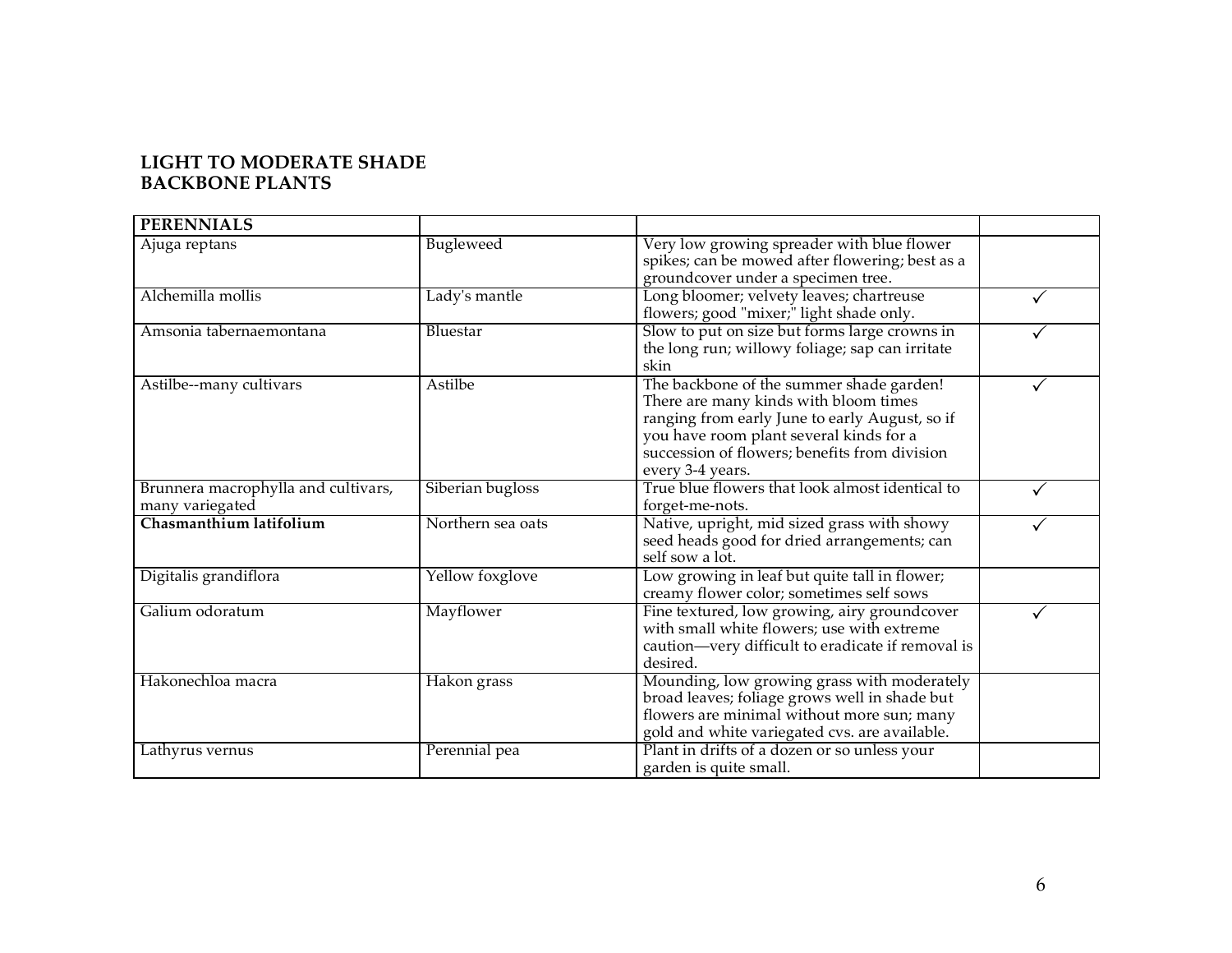**LIGHT TO MODERATE SHADE**
**BACKBONE PLANTS**

| **PERENNIALS** | | | |
|---|---|---|---|
| Ajuga reptans | Bugleweed | Very low growing spreader with blue flower spikes; can be mowed after flowering; best as a groundcover under a specimen tree. | |
| Alchemilla mollis | Lady's mantle | Long bloomer; velvety leaves; chartreuse flowers; good "mixer;" light shade only. | ✓ |
| Amsonia tabernaemontana | Bluestar | Slow to put on size but forms large crowns in the long run; willowy foliage; sap can irritate skin | ✓ |
| Astilbe--many cultivars | Astilbe | The backbone of the summer shade garden! There are many kinds with bloom times ranging from early June to early August, so if you have room plant several kinds for a succession of flowers; benefits from division every 3-4 years. | ✓ |
| Brunnera macrophylla and cultivars, many variegated | Siberian bugloss | True blue flowers that look almost identical to forget-me-nots. | ✓ |
| **Chasmanthium latifolium** | Northern sea oats | Native, upright, mid sized grass with showy seed heads good for dried arrangements; can self sow a lot. | ✓ |
| Digitalis grandiflora | Yellow foxglove | Low growing in leaf but quite tall in flower; creamy flower color; sometimes self sows | |
| Galium odoratum | Mayflower | Fine textured, low growing, airy groundcover with small white flowers; use with extreme caution—very difficult to eradicate if removal is desired. | ✓ |
| Hakonechloa macra | Hakon grass | Mounding, low growing grass with moderately broad leaves; foliage grows well in shade but flowers are minimal without more sun; many gold and white variegated cvs. are available. | |
| Lathyrus vernus | Perennial pea | Plant in drifts of a dozen or so unless your garden is quite small. | |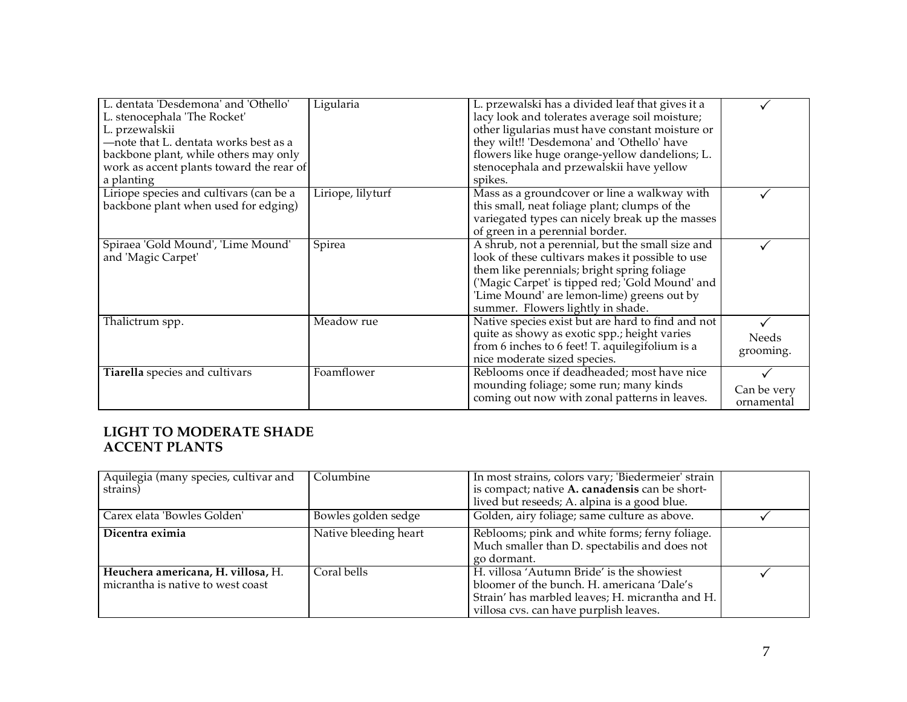| | | | |
|---|---|---|---|
| L. dentata 'Desdemona' and 'Othello'<br>L. stenocephala 'The Rocket'<br>L. przewalskii<br>—note that L. dentata works best as a backbone plant, while others may only work as accent plants toward the rear of a planting | Ligularia | L. przewalski has a divided leaf that gives it a lacy look and tolerates average soil moisture; other ligularias must have constant moisture or they wilt!! 'Desdemona' and 'Othello' have flowers like huge orange-yellow dandelions; L. stenocephala and przewalskii have yellow spikes. | ✓ |
| Liriope species and cultivars (can be a backbone plant when used for edging) | Liriope, lilyturf | Mass as a groundcover or line a walkway with this small, neat foliage plant; clumps of the variegated types can nicely break up the masses of green in a perennial border. | ✓ |
| Spiraea 'Gold Mound', 'Lime Mound' and 'Magic Carpet' | Spirea | A shrub, not a perennial, but the small size and look of these cultivars makes it possible to use them like perennials; bright spring foliage ('Magic Carpet' is tipped red; 'Gold Mound' and 'Lime Mound' are lemon-lime) greens out by summer. Flowers lightly in shade. | ✓ |
| Thalictrum spp. | Meadow rue | Native species exist but are hard to find and not quite as showy as exotic spp.; height varies from 6 inches to 6 feet! T. aquilegifolium is a nice moderate sized species. | ✓<br>Needs grooming. |
| **Tiarella** species and cultivars | Foamflower | Reblooms once if deadheaded; most have nice mounding foliage; some run; many kinds coming out now with zonal patterns in leaves. | ✓<br>Can be very ornamental |

## LIGHT TO MODERATE SHADE ACCENT PLANTS

| | | | |
|---|---|---|---|
| Aquilegia (many species, cultivar and strains) | Columbine | In most strains, colors vary; 'Biedermeier' strain is compact; native **A. canadensis** can be short-lived but reseeds; A. alpina is a good blue. | |
| Carex elata 'Bowles Golden' | Bowles golden sedge | Golden, airy foliage; same culture as above. | ✓ |
| **Dicentra eximia** | Native bleeding heart | Reblooms; pink and white forms; ferny foliage. Much smaller than D. spectabilis and does not go dormant. | |
| **Heuchera americana, H. villosa,** H. micrantha is native to west coast | Coral bells | H. villosa 'Autumn Bride' is the showiest bloomer of the bunch. H. americana 'Dale's Strain' has marbled leaves; H. micrantha and H. villosa cvs. can have purplish leaves. | ✓ |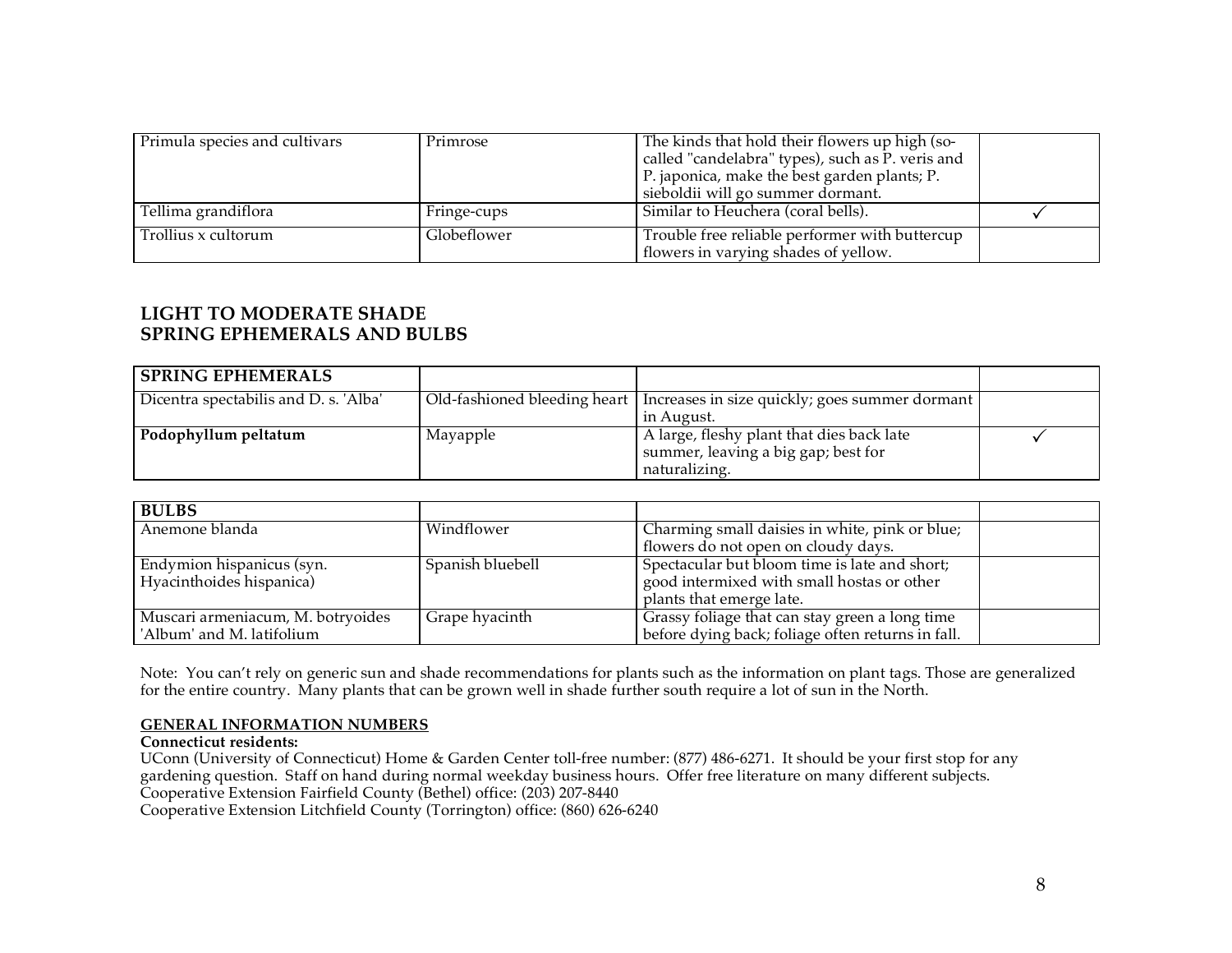| | | | |
|---|---|---|---|
| Primula species and cultivars | Primrose | The kinds that hold their flowers up high (so-called "candelabra" types), such as P. veris and P. japonica, make the best garden plants; P. sieboldii will go summer dormant. | |
| Tellima grandiflora | Fringe-cups | Similar to Heuchera (coral bells). | ✓ |
| Trollius x cultorum | Globeflower | Trouble free reliable performer with buttercup flowers in varying shades of yellow. | |

## LIGHT TO MODERATE SHADE
## SPRING EPHEMERALS AND BULBS

| **SPRING EPHEMERALS** | | | |
|---|---|---|---|
| Dicentra spectabilis and D. s. 'Alba' | Old-fashioned bleeding heart | Increases in size quickly; goes summer dormant in August. | |
| **Podophyllum peltatum** | Mayapple | A large, fleshy plant that dies back late summer, leaving a big gap; best for naturalizing. | ✓ |

| **BULBS** | | | |
|---|---|---|---|
| Anemone blanda | Windflower | Charming small daisies in white, pink or blue; flowers do not open on cloudy days. | |
| Endymion hispanicus (syn. Hyacinthoides hispanica) | Spanish bluebell | Spectacular but bloom time is late and short; good intermixed with small hostas or other plants that emerge late. | |
| Muscari armeniacum, M. botryoides 'Album' and M. latifolium | Grape hyacinth | Grassy foliage that can stay green a long time before dying back; foliage often returns in fall. | |

Note: You can't rely on generic sun and shade recommendations for plants such as the information on plant tags. Those are generalized for the entire country. Many plants that can be grown well in shade further south require a lot of sun in the North.

**GENERAL INFORMATION NUMBERS**

**Connecticut residents:**
UConn (University of Connecticut) Home & Garden Center toll-free number: (877) 486-6271. It should be your first stop for any gardening question. Staff on hand during normal weekday business hours. Offer free literature on many different subjects.
Cooperative Extension Fairfield County (Bethel) office: (203) 207-8440
Cooperative Extension Litchfield County (Torrington) office: (860) 626-6240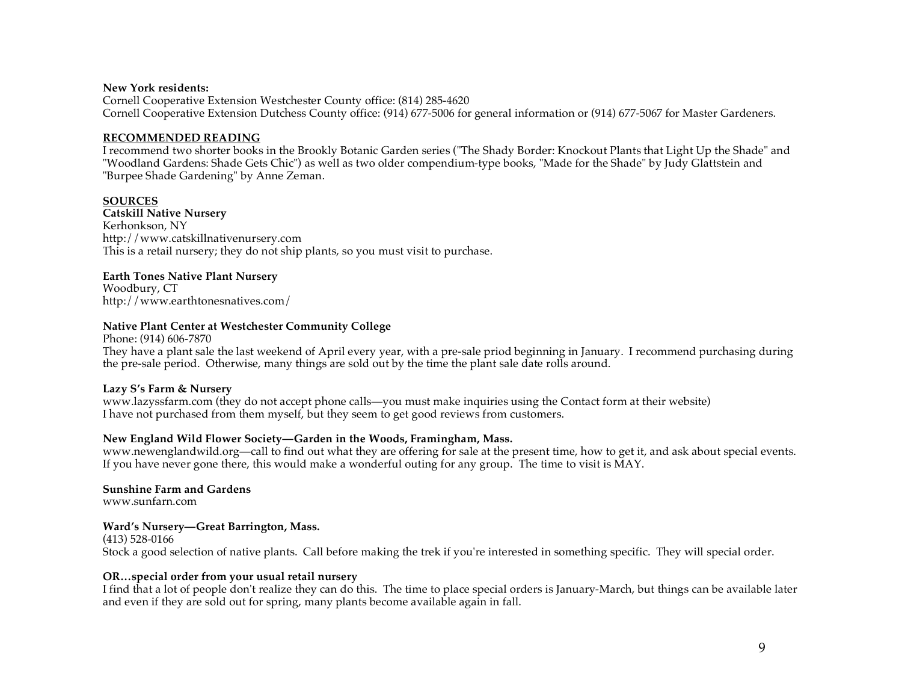**New York residents:**
Cornell Cooperative Extension Westchester County office: (814) 285-4620
Cornell Cooperative Extension Dutchess County office: (914) 677-5006 for general information or (914) 677-5067 for Master Gardeners.

**RECOMMENDED READING**

I recommend two shorter books in the Brookly Botanic Garden series ("The Shady Border: Knockout Plants that Light Up the Shade" and "Woodland Gardens: Shade Gets Chic") as well as two older compendium-type books, "Made for the Shade" by Judy Glattstein and "Burpee Shade Gardening" by Anne Zeman.

**SOURCES**

**Catskill Native Nursery**
Kerhonkson, NY
http://www.catskillnativenursery.com
This is a retail nursery; they do not ship plants, so you must visit to purchase.

**Earth Tones Native Plant Nursery**
Woodbury, CT
http://www.earthtonesnatives.com/

**Native Plant Center at Westchester Community College**
Phone: (914) 606-7870
They have a plant sale the last weekend of April every year, with a pre-sale priod beginning in January. I recommend purchasing during the pre-sale period. Otherwise, many things are sold out by the time the plant sale date rolls around.

**Lazy S's Farm & Nursery**
www.lazyssfarm.com (they do not accept phone calls—you must make inquiries using the Contact form at their website)
I have not purchased from them myself, but they seem to get good reviews from customers.

**New England Wild Flower Society—Garden in the Woods, Framingham, Mass.**
www.newenglandwild.org—call to find out what they are offering for sale at the present time, how to get it, and ask about special events. If you have never gone there, this would make a wonderful outing for any group. The time to visit is MAY.

**Sunshine Farm and Gardens**
www.sunfarn.com

**Ward's Nursery—Great Barrington, Mass.**
(413) 528-0166
Stock a good selection of native plants. Call before making the trek if you're interested in something specific. They will special order.

**OR…special order from your usual retail nursery**
I find that a lot of people don't realize they can do this. The time to place special orders is January-March, but things can be available later and even if they are sold out for spring, many plants become available again in fall.